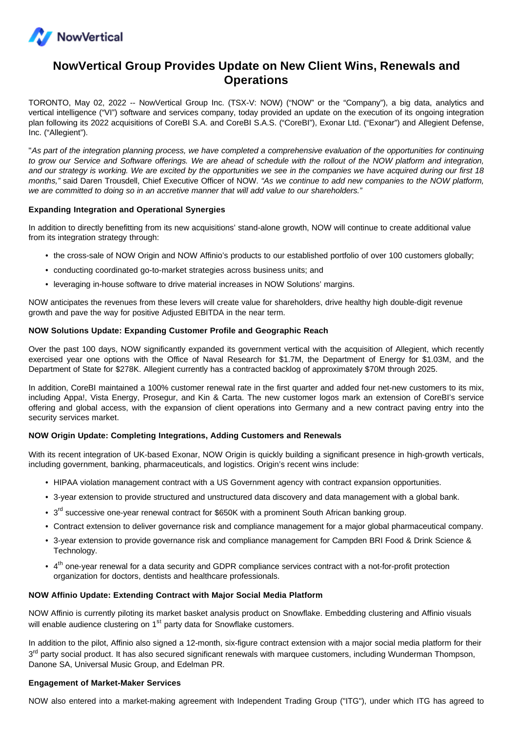NowVertical

# NowVertical Group Provides Update on New Client Wins, Renewals and Operations

TORONTO, May 02, 2022 -- NowVertical Group Inc. (TSX-V: NOW) ("NOW" or the "Company"), a big data, analytics and vertical intelligence ("VI") software and services company, today provided an update on the execution of its ongoing integration plan following its 2022 acquisitions of CoreBI S.A. and CoreBI S.A.S. ("CoreBI"), Exonar Ltd. ("Exonar") and Allegient Defense, Inc. ("Allegient").

"*As part of the integration planning process, we have completed a comprehensive evaluation of the opportunities for continuing to grow our Service and Software offerings. We are ahead of schedule with the rollout of the NOW platform and integration, and our strategy is working. We are excited by the opportunities we see in the companies we have acquired during our first 18 months,"* said Daren Trousdell, Chief Executive Officer of NOW. *"As we continue to add new companies to the NOW platform, we are committed to doing so in an accretive manner that will add value to our shareholders."*

**Expanding Integration and Operational Synergies**

In addition to directly benefitting from its new acquisitions' stand-alone growth, NOW will continue to create additional value from its integration strategy through:

- the cross-sale of NOW Origin and NOW Affinio's products to our established portfolio of over 100 customers globally;
- conducting coordinated go-to-market strategies across business units; and
- leveraging in-house software to drive material increases in NOW Solutions' margins.

NOW anticipates the revenues from these levers will create value for shareholders, drive healthy high double-digit revenue growth and pave the way for positive Adjusted EBITDA in the near term.

**NOW Solutions Update: Expanding Customer Profile and Geographic Reach**

Over the past 100 days, NOW significantly expanded its government vertical with the acquisition of Allegient, which recently exercised year one options with the Office of Naval Research for $1.7M, the Department of Energy for $1.03M, and the Department of State for $278K. Allegient currently has a contracted backlog of approximately $70M through 2025.

In addition, CoreBI maintained a 100% customer renewal rate in the first quarter and added four net-new customers to its mix, including Appa!, Vista Energy, Prosegur, and Kin & Carta. The new customer logos mark an extension of CoreBI's service offering and global access, with the expansion of client operations into Germany and a new contract paving entry into the security services market.

**NOW Origin Update: Completing Integrations, Adding Customers and Renewals**

With its recent integration of UK-based Exonar, NOW Origin is quickly building a significant presence in high-growth verticals, including government, banking, pharmaceuticals, and logistics. Origin's recent wins include:

- HIPAA violation management contract with a US Government agency with contract expansion opportunities.
- 3-year extension to provide structured and unstructured data discovery and data management with a global bank.
- 3rd successive one-year renewal contract for $650K with a prominent South African banking group.
- Contract extension to deliver governance risk and compliance management for a major global pharmaceutical company.
- 3-year extension to provide governance risk and compliance management for Campden BRI Food & Drink Science & Technology.
- 4th one-year renewal for a data security and GDPR compliance services contract with a not-for-profit protection organization for doctors, dentists and healthcare professionals.

**NOW Affinio Update: Extending Contract with Major Social Media Platform**

NOW Affinio is currently piloting its market basket analysis product on Snowflake. Embedding clustering and Affinio visuals will enable audience clustering on 1st party data for Snowflake customers.

In addition to the pilot, Affinio also signed a 12-month, six-figure contract extension with a major social media platform for their 3rd party social product. It has also secured significant renewals with marquee customers, including Wunderman Thompson, Danone SA, Universal Music Group, and Edelman PR.

**Engagement of Market-Maker Services**

NOW also entered into a market-making agreement with Independent Trading Group ("ITG"), under which ITG has agreed to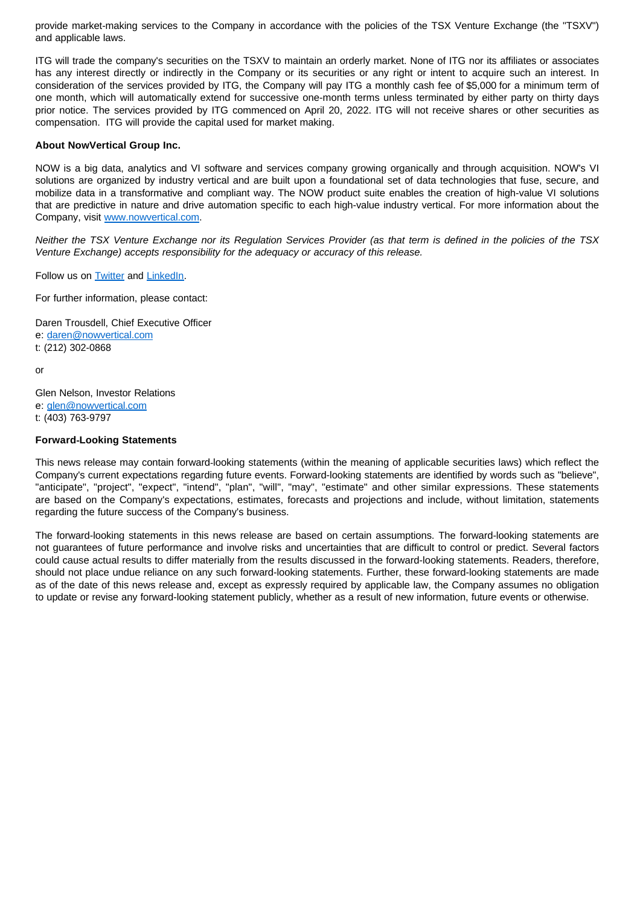provide market-making services to the Company in accordance with the policies of the TSX Venture Exchange (the "TSXV") and applicable laws.

ITG will trade the company's securities on the TSXV to maintain an orderly market. None of ITG nor its affiliates or associates has any interest directly or indirectly in the Company or its securities or any right or intent to acquire such an interest. In consideration of the services provided by ITG, the Company will pay ITG a monthly cash fee of $5,000 for a minimum term of one month, which will automatically extend for successive one-month terms unless terminated by either party on thirty days prior notice. The services provided by ITG commenced on April 20, 2022. ITG will not receive shares or other securities as compensation. ITG will provide the capital used for market making.

**About NowVertical Group Inc.**

NOW is a big data, analytics and VI software and services company growing organically and through acquisition. NOW's VI solutions are organized by industry vertical and are built upon a foundational set of data technologies that fuse, secure, and mobilize data in a transformative and compliant way. The NOW product suite enables the creation of high-value VI solutions that are predictive in nature and drive automation specific to each high-value industry vertical. For more information about the Company, visit [www.nowvertical.com](www.nowvertical.com).

*Neither the TSX Venture Exchange nor its Regulation Services Provider (as that term is defined in the policies of the TSX Venture Exchange) accepts responsibility for the adequacy or accuracy of this release.*

Follow us on Twitter and LinkedIn.

For further information, please contact:

Daren Trousdell, Chief Executive Officer
e: daren@nowvertical.com
t: (212) 302-0868

or

Glen Nelson, Investor Relations
e: glen@nowvertical.com
t: (403) 763-9797

**Forward-Looking Statements**

This news release may contain forward-looking statements (within the meaning of applicable securities laws) which reflect the Company's current expectations regarding future events. Forward-looking statements are identified by words such as "believe", "anticipate", "project", "expect", "intend", "plan", "will", "may", "estimate" and other similar expressions. These statements are based on the Company's expectations, estimates, forecasts and projections and include, without limitation, statements regarding the future success of the Company's business.

The forward-looking statements in this news release are based on certain assumptions. The forward-looking statements are not guarantees of future performance and involve risks and uncertainties that are difficult to control or predict. Several factors could cause actual results to differ materially from the results discussed in the forward-looking statements. Readers, therefore, should not place undue reliance on any such forward-looking statements. Further, these forward-looking statements are made as of the date of this news release and, except as expressly required by applicable law, the Company assumes no obligation to update or revise any forward-looking statement publicly, whether as a result of new information, future events or otherwise.